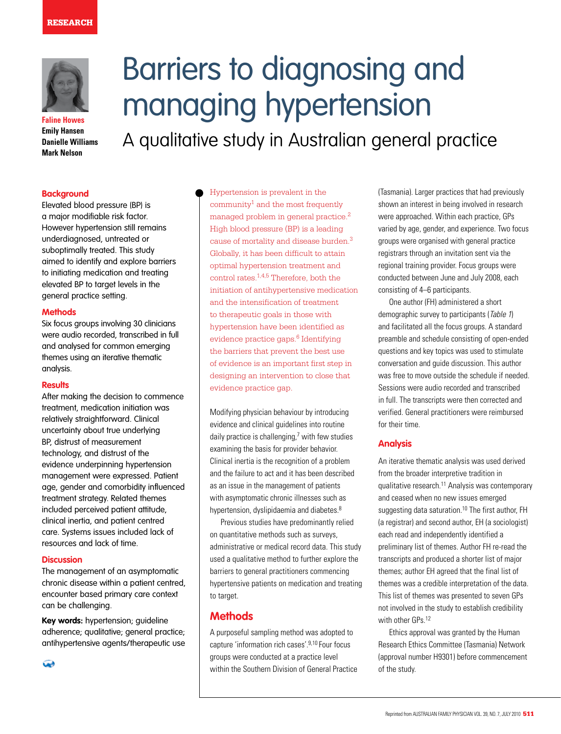RESEARCH

# Barriers to diagnosing and managing hypertension

## A qualitative study in Australian general practice

**Faline Howes**
**Emily Hansen**
**Danielle Williams**
**Mark Nelson**

### Background

Elevated blood pressure (BP) is a major modifiable risk factor. However hypertension still remains underdiagnosed, untreated or suboptimally treated. This study aimed to identify and explore barriers to initiating medication and treating elevated BP to target levels in the general practice setting.

### Methods

Six focus groups involving 30 clinicians were audio recorded, transcribed in full and analysed for common emerging themes using an iterative thematic analysis.

### Results

After making the decision to commence treatment, medication initiation was relatively straightforward. Clinical uncertainty about true underlying BP, distrust of measurement technology, and distrust of the evidence underpinning hypertension management were expressed. Patient age, gender and comorbidity influenced treatment strategy. Related themes included perceived patient attitude, clinical inertia, and patient centred care. Systems issues included lack of resources and lack of time.

### Discussion

The management of an asymptomatic chronic disease within a patient centred, encounter based primary care context can be challenging.

**Key words:** hypertension; guideline adherence; qualitative; general practice; antihypertensive agents/therapeutic use

Hypertension is prevalent in the community[1] and the most frequently managed problem in general practice.[2] High blood pressure (BP) is a leading cause of mortality and disease burden.[3] Globally, it has been difficult to attain optimal hypertension treatment and control rates.[1,4,5] Therefore, both the initiation of antihypertensive medication and the intensification of treatment to therapeutic goals in those with hypertension have been identified as evidence practice gaps.[6] Identifying the barriers that prevent the best use of evidence is an important first step in designing an intervention to close that evidence practice gap.

Modifying physician behaviour by introducing evidence and clinical guidelines into routine daily practice is challenging,[7] with few studies examining the basis for provider behavior. Clinical inertia is the recognition of a problem and the failure to act and it has been described as an issue in the management of patients with asymptomatic chronic illnesses such as hypertension, dyslipidaemia and diabetes.[8]

Previous studies have predominantly relied on quantitative methods such as surveys, administrative or medical record data. This study used a qualitative method to further explore the barriers to general practitioners commencing hypertensive patients on medication and treating to target.

## Methods

A purposeful sampling method was adopted to capture 'information rich cases'.[9,10] Four focus groups were conducted at a practice level within the Southern Division of General Practice (Tasmania). Larger practices that had previously shown an interest in being involved in research were approached. Within each practice, GPs varied by age, gender, and experience. Two focus groups were organised with general practice registrars through an invitation sent via the regional training provider. Focus groups were conducted between June and July 2008, each consisting of 4–6 participants.

One author (FH) administered a short demographic survey to participants (*Table 1*) and facilitated all the focus groups. A standard preamble and schedule consisting of open-ended questions and key topics was used to stimulate conversation and guide discussion. This author was free to move outside the schedule if needed. Sessions were audio recorded and transcribed in full. The transcripts were then corrected and verified. General practitioners were reimbursed for their time.

### Analysis

An iterative thematic analysis was used derived from the broader interpretive tradition in qualitative research.[11] Analysis was contemporary and ceased when no new issues emerged suggesting data saturation.[10] The first author, FH (a registrar) and second author, EH (a sociologist) each read and independently identified a preliminary list of themes. Author FH re-read the transcripts and produced a shorter list of major themes; author EH agreed that the final list of themes was a credible interpretation of the data. This list of themes was presented to seven GPs not involved in the study to establish credibility with other GPs.[12]

Ethics approval was granted by the Human Research Ethics Committee (Tasmania) Network (approval number H9301) before commencement of the study.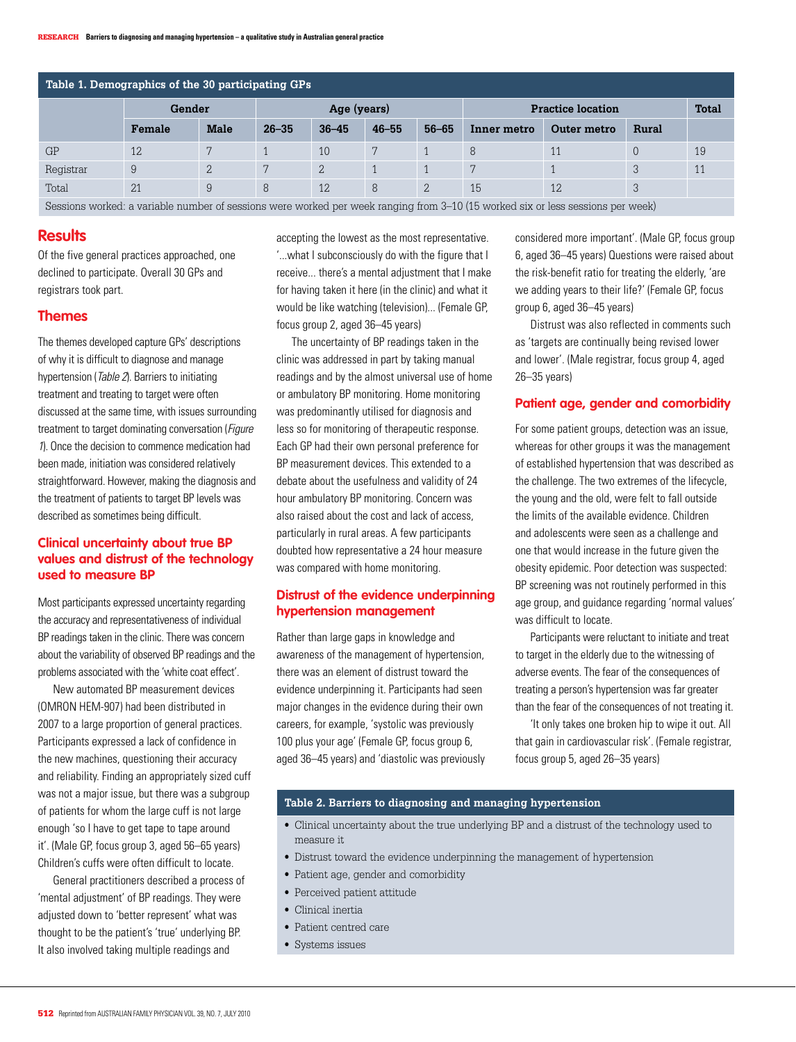**Table 1. Demographics of the 30 participating GPs**

| | Gender | | Age (years) | | | | Practice location | | | Total |
|---|---|---|---|---|---|---|---|---|---|---|
| | Female | Male | 26–35 | 36–45 | 46–55 | 56–65 | Inner metro | Outer metro | Rural | |
| GP | 12 | 7 | 1 | 10 | 7 | 1 | 8 | 11 | 0 | 19 |
| Registrar | 9 | 2 | 7 | 2 | 1 | 1 | 7 | 1 | 3 | 11 |
| Total | 21 | 9 | 8 | 12 | 8 | 2 | 15 | 12 | 3 | |

Sessions worked: a variable number of sessions were worked per week ranging from 3–10 (15 worked six or less sessions per week)

## Results

Of the five general practices approached, one declined to participate. Overall 30 GPs and registrars took part.

## Themes

The themes developed capture GPs' descriptions of why it is difficult to diagnose and manage hypertension (*Table 2*). Barriers to initiating treatment and treating to target were often discussed at the same time, with issues surrounding treatment to target dominating conversation (*Figure 1*). Once the decision to commence medication had been made, initiation was considered relatively straightforward. However, making the diagnosis and the treatment of patients to target BP levels was described as sometimes being difficult.

### Clinical uncertainty about true BP values and distrust of the technology used to measure BP

Most participants expressed uncertainty regarding the accuracy and representativeness of individual BP readings taken in the clinic. There was concern about the variability of observed BP readings and the problems associated with the 'white coat effect'.

New automated BP measurement devices (OMRON HEM-907) had been distributed in 2007 to a large proportion of general practices. Participants expressed a lack of confidence in the new machines, questioning their accuracy and reliability. Finding an appropriately sized cuff was not a major issue, but there was a subgroup of patients for whom the large cuff is not large enough 'so I have to get tape to tape around it'. (Male GP, focus group 3, aged 56–65 years) Children's cuffs were often difficult to locate.

General practitioners described a process of 'mental adjustment' of BP readings. They were adjusted down to 'better represent' what was thought to be the patient's 'true' underlying BP. It also involved taking multiple readings and accepting the lowest as the most representative. '...what I subconsciously do with the figure that I receive... there's a mental adjustment that I make for having taken it here (in the clinic) and what it would be like watching (television)... (Female GP, focus group 2, aged 36–45 years)

The uncertainty of BP readings taken in the clinic was addressed in part by taking manual readings and by the almost universal use of home or ambulatory BP monitoring. Home monitoring was predominantly utilised for diagnosis and less so for monitoring of therapeutic response. Each GP had their own personal preference for BP measurement devices. This extended to a debate about the usefulness and validity of 24 hour ambulatory BP monitoring. Concern was also raised about the cost and lack of access, particularly in rural areas. A few participants doubted how representative a 24 hour measure was compared with home monitoring.

### Distrust of the evidence underpinning hypertension management

Rather than large gaps in knowledge and awareness of the management of hypertension, there was an element of distrust toward the evidence underpinning it. Participants had seen major changes in the evidence during their own careers, for example, 'systolic was previously 100 plus your age' (Female GP, focus group 6, aged 36–45 years) and 'diastolic was previously considered more important'. (Male GP, focus group 6, aged 36–45 years) Questions were raised about the risk-benefit ratio for treating the elderly, 'are we adding years to their life?' (Female GP, focus group 6, aged 36–45 years)

Distrust was also reflected in comments such as 'targets are continually being revised lower and lower'. (Male registrar, focus group 4, aged 26–35 years)

### Patient age, gender and comorbidity

For some patient groups, detection was an issue, whereas for other groups it was the management of established hypertension that was described as the challenge. The two extremes of the lifecycle, the young and the old, were felt to fall outside the limits of the available evidence. Children and adolescents were seen as a challenge and one that would increase in the future given the obesity epidemic. Poor detection was suspected: BP screening was not routinely performed in this age group, and guidance regarding 'normal values' was difficult to locate.

Participants were reluctant to initiate and treat to target in the elderly due to the witnessing of adverse events. The fear of the consequences of treating a person's hypertension was far greater than the fear of the consequences of not treating it.

'It only takes one broken hip to wipe it out. All that gain in cardiovascular risk'. (Female registrar, focus group 5, aged 26–35 years)

**Table 2. Barriers to diagnosing and managing hypertension**

- Clinical uncertainty about the true underlying BP and a distrust of the technology used to measure it
- Distrust toward the evidence underpinning the management of hypertension
- Patient age, gender and comorbidity
- Perceived patient attitude
- Clinical inertia
- Patient centred care
- Systems issues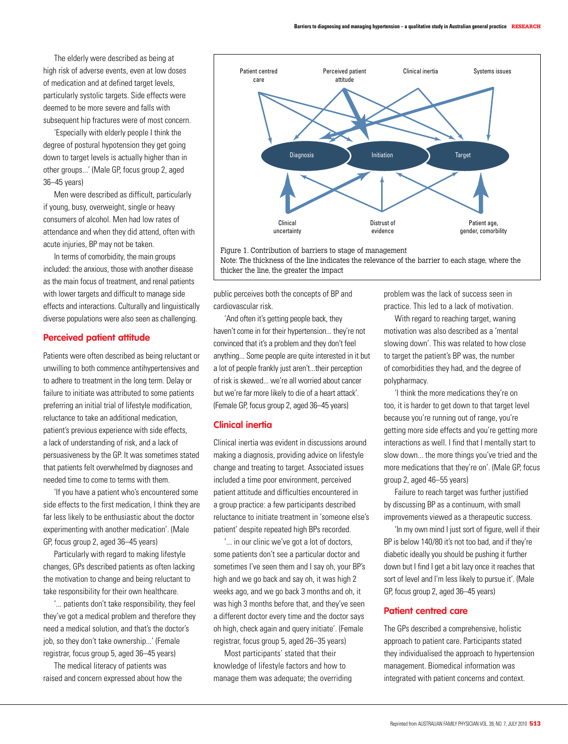The elderly were described as being at high risk of adverse events, even at low doses of medication and at defined target levels, particularly systolic targets. Side effects were deemed to be more severe and falls with subsequent hip fractures were of most concern.

'Especially with elderly people I think the degree of postural hypotension they get going down to target levels is actually higher than in other groups...' (Male GP, focus group 2, aged 36–45 years)

Men were described as difficult, particularly if young, busy, overweight, single or heavy consumers of alcohol. Men had low rates of attendance and when they did attend, often with acute injuries, BP may not be taken.

In terms of comorbidity, the main groups included: the anxious, those with another disease as the main focus of treatment, and renal patients with lower targets and difficult to manage side effects and interactions. Culturally and linguistically diverse populations were also seen as challenging.

## Perceived patient attitude

Patients were often described as being reluctant or unwilling to both commence antihypertensives and to adhere to treatment in the long term. Delay or failure to initiate was attributed to some patients preferring an initial trial of lifestyle modification, reluctance to take an additional medication, patient's previous experience with side effects, a lack of understanding of risk, and a lack of persuasiveness by the GP. It was sometimes stated that patients felt overwhelmed by diagnoses and needed time to come to terms with them.

'If you have a patient who's encountered some side effects to the first medication, I think they are far less likely to be enthusiastic about the doctor experimenting with another medication'. (Male GP, focus group 2, aged 36–45 years)

Particularly with regard to making lifestyle changes, GPs described patients as often lacking the motivation to change and being reluctant to take responsibility for their own healthcare.

'... patients don't take responsibility, they feel they've got a medical problem and therefore they need a medical solution, and that's the doctor's job, so they don't take ownership...' (Female registrar, focus group 5, aged 36–45 years)

The medical literacy of patients was raised and concern expressed about how the public perceives both the concepts of BP and cardiovascular risk.

'And often it's getting people back, they haven't come in for their hypertension... they're not convinced that it's a problem and they don't feel anything... Some people are quite interested in it but a lot of people frankly just aren't...their perception of risk is skewed... we're all worried about cancer but we're far more likely to die of a heart attack'. (Female GP, focus group 2, aged 36–45 years)

Figure 1. Contribution of barriers to stage of management
Note: The thickness of the line indicates the relevance of the barrier to each stage, where the thicker the line, the greater the impact

## Clinical inertia

Clinical inertia was evident in discussions around making a diagnosis, providing advice on lifestyle change and treating to target. Associated issues included a time poor environment, perceived patient attitude and difficulties encountered in a group practice: a few participants described reluctance to initiate treatment in 'someone else's patient' despite repeated high BPs recorded.

'... in our clinic we've got a lot of doctors, some patients don't see a particular doctor and sometimes I've seen them and I say oh, your BP's high and we go back and say oh, it was high 2 weeks ago, and we go back 3 months and oh, it was high 3 months before that, and they've seen a different doctor every time and the doctor says oh high, check again and query initiate'. (Female registrar, focus group 2, aged 26–35 years)

Most participants' stated that their knowledge of lifestyle factors and how to manage them was adequate; the overriding problem was the lack of success seen in practice. This led to a lack of motivation.

With regard to reaching target, waning motivation was also described as a 'mental slowing down'. This was related to how close to target the patient's BP was, the number of comorbidities they had, and the degree of polypharmacy.

'I think the more medications they're on too, it is harder to get down to that target level because you're running out of range, you're getting more side effects and you're getting more interactions as well. I find that I mentally start to slow down... the more things you've tried and the more medications that they're on'. (Male GP, focus group 2, aged 46–55 years)

Failure to reach target was further justified by discussing BP as a continuum, with small improvements viewed as a therapeutic success.

'In my own mind I just sort of figure, well if their BP is below 140/80 it's not too bad, and if they're diabetic ideally you should be pushing it further down but I find I get a bit lazy once it reaches that sort of level and I'm less likely to pursue it'. (Male GP, focus group 2, aged 36–45 years)

## Patient centred care

The GPs described a comprehensive, holistic approach to patient care. Participants stated they individualised the approach to hypertension management. Biomedical information was integrated with patient concerns and context.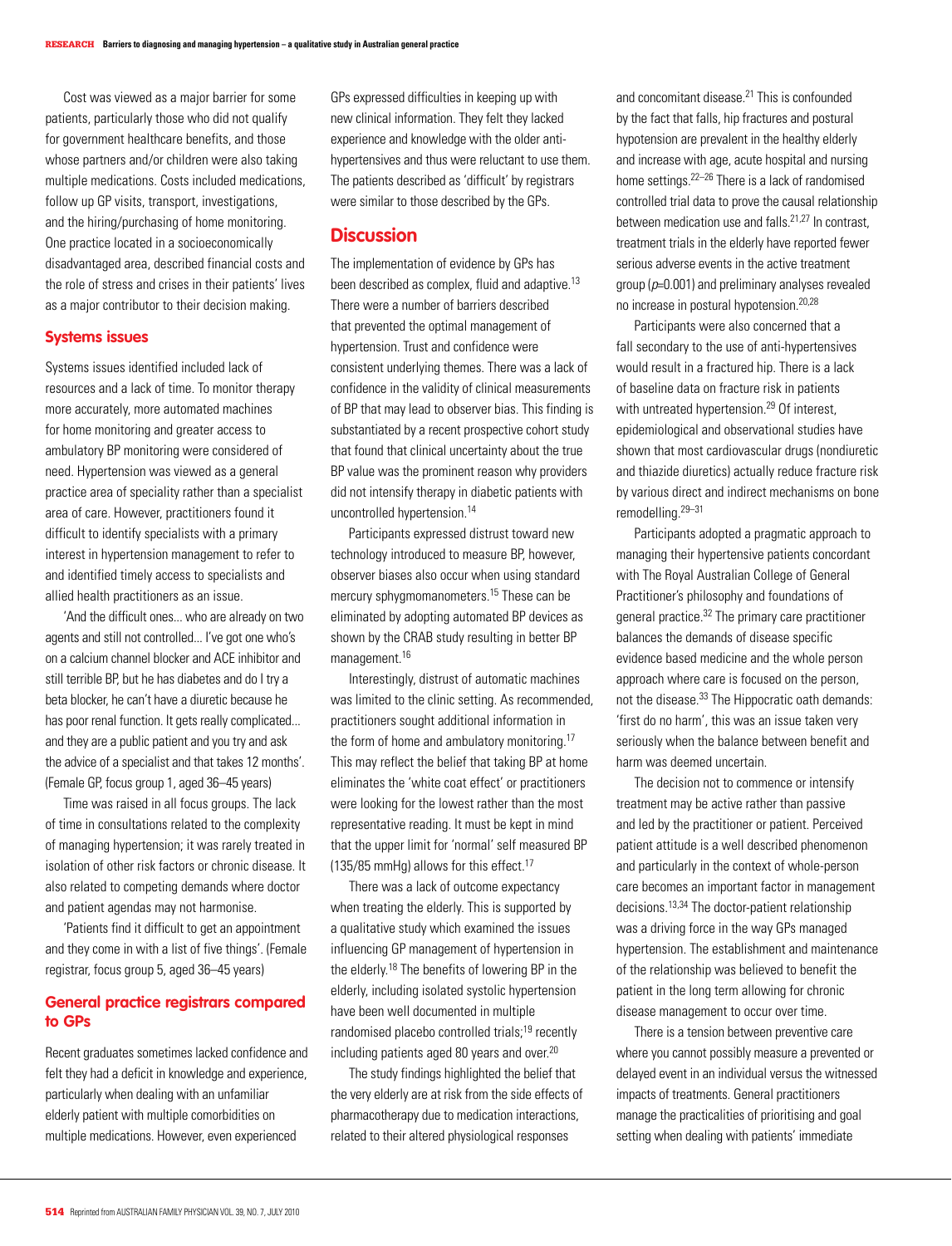Cost was viewed as a major barrier for some patients, particularly those who did not qualify for government healthcare benefits, and those whose partners and/or children were also taking multiple medications. Costs included medications, follow up GP visits, transport, investigations, and the hiring/purchasing of home monitoring. One practice located in a socioeconomically disadvantaged area, described financial costs and the role of stress and crises in their patients' lives as a major contributor to their decision making.

### Systems issues

Systems issues identified included lack of resources and a lack of time. To monitor therapy more accurately, more automated machines for home monitoring and greater access to ambulatory BP monitoring were considered of need. Hypertension was viewed as a general practice area of speciality rather than a specialist area of care. However, practitioners found it difficult to identify specialists with a primary interest in hypertension management to refer to and identified timely access to specialists and allied health practitioners as an issue.

'And the difficult ones... who are already on two agents and still not controlled... I've got one who's on a calcium channel blocker and ACE inhibitor and still terrible BP, but he has diabetes and do I try a beta blocker, he can't have a diuretic because he has poor renal function. It gets really complicated... and they are a public patient and you try and ask the advice of a specialist and that takes 12 months'. (Female GP, focus group 1, aged 36–45 years)

Time was raised in all focus groups. The lack of time in consultations related to the complexity of managing hypertension; it was rarely treated in isolation of other risk factors or chronic disease. It also related to competing demands where doctor and patient agendas may not harmonise.

'Patients find it difficult to get an appointment and they come in with a list of five things'. (Female registrar, focus group 5, aged 36–45 years)

### General practice registrars compared to GPs

Recent graduates sometimes lacked confidence and felt they had a deficit in knowledge and experience, particularly when dealing with an unfamiliar elderly patient with multiple comorbidities on multiple medications. However, even experienced GPs expressed difficulties in keeping up with new clinical information. They felt they lacked experience and knowledge with the older anti-hypertensives and thus were reluctant to use them. The patients described as 'difficult' by registrars were similar to those described by the GPs.

## Discussion

The implementation of evidence by GPs has been described as complex, fluid and adaptive.[13] There were a number of barriers described that prevented the optimal management of hypertension. Trust and confidence were consistent underlying themes. There was a lack of confidence in the validity of clinical measurements of BP that may lead to observer bias. This finding is substantiated by a recent prospective cohort study that found that clinical uncertainty about the true BP value was the prominent reason why providers did not intensify therapy in diabetic patients with uncontrolled hypertension.[14]

Participants expressed distrust toward new technology introduced to measure BP, however, observer biases also occur when using standard mercury sphygmomanometers.[15] These can be eliminated by adopting automated BP devices as shown by the CRAB study resulting in better BP management.[16]

Interestingly, distrust of automatic machines was limited to the clinic setting. As recommended, practitioners sought additional information in the form of home and ambulatory monitoring.[17] This may reflect the belief that taking BP at home eliminates the 'white coat effect' or practitioners were looking for the lowest rather than the most representative reading. It must be kept in mind that the upper limit for 'normal' self measured BP (135/85 mmHg) allows for this effect.[17]

There was a lack of outcome expectancy when treating the elderly. This is supported by a qualitative study which examined the issues influencing GP management of hypertension in the elderly.[18] The benefits of lowering BP in the elderly, including isolated systolic hypertension have been well documented in multiple randomised placebo controlled trials;[19] recently including patients aged 80 years and over.[20]

The study findings highlighted the belief that the very elderly are at risk from the side effects of pharmacotherapy due to medication interactions, related to their altered physiological responses and concomitant disease.[21] This is confounded by the fact that falls, hip fractures and postural hypotension are prevalent in the healthy elderly and increase with age, acute hospital and nursing home settings.[22–26] There is a lack of randomised controlled trial data to prove the causal relationship between medication use and falls.[21,27] In contrast, treatment trials in the elderly have reported fewer serious adverse events in the active treatment group ($p$=0.001) and preliminary analyses revealed no increase in postural hypotension.[20,28]

Participants were also concerned that a fall secondary to the use of anti-hypertensives would result in a fractured hip. There is a lack of baseline data on fracture risk in patients with untreated hypertension.[29] Of interest, epidemiological and observational studies have shown that most cardiovascular drugs (nondiuretic and thiazide diuretics) actually reduce fracture risk by various direct and indirect mechanisms on bone remodelling.[29–31]

Participants adopted a pragmatic approach to managing their hypertensive patients concordant with The Royal Australian College of General Practitioner's philosophy and foundations of general practice.[32] The primary care practitioner balances the demands of disease specific evidence based medicine and the whole person approach where care is focused on the person, not the disease.[33] The Hippocratic oath demands: 'first do no harm', this was an issue taken very seriously when the balance between benefit and harm was deemed uncertain.

The decision not to commence or intensify treatment may be active rather than passive and led by the practitioner or patient. Perceived patient attitude is a well described phenomenon and particularly in the context of whole-person care becomes an important factor in management decisions.[13,34] The doctor-patient relationship was a driving force in the way GPs managed hypertension. The establishment and maintenance of the relationship was believed to benefit the patient in the long term allowing for chronic disease management to occur over time.

There is a tension between preventive care where you cannot possibly measure a prevented or delayed event in an individual versus the witnessed impacts of treatments. General practitioners manage the practicalities of prioritising and goal setting when dealing with patients' immediate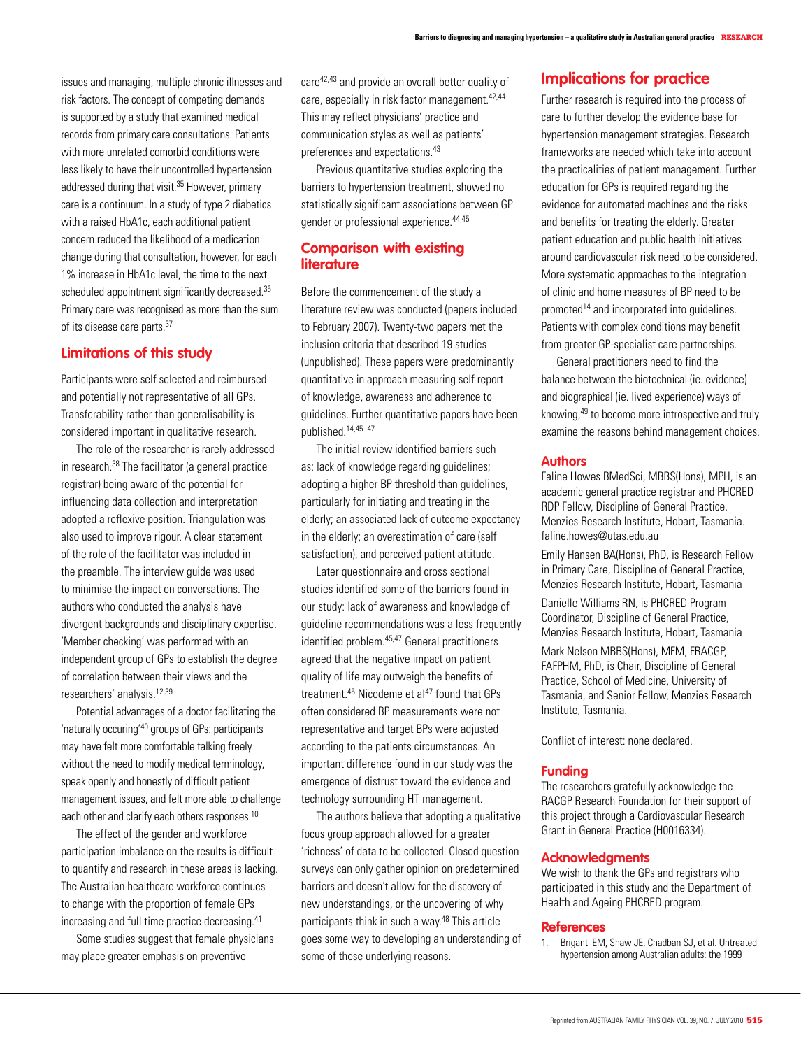issues and managing, multiple chronic illnesses and risk factors. The concept of competing demands is supported by a study that examined medical records from primary care consultations. Patients with more unrelated comorbid conditions were less likely to have their uncontrolled hypertension addressed during that visit.[35] However, primary care is a continuum. In a study of type 2 diabetics with a raised HbA1c, each additional patient concern reduced the likelihood of a medication change during that consultation, however, for each 1% increase in HbA1c level, the time to the next scheduled appointment significantly decreased.[36] Primary care was recognised as more than the sum of its disease care parts.[37]

## Limitations of this study

Participants were self selected and reimbursed and potentially not representative of all GPs. Transferability rather than generalisability is considered important in qualitative research.

The role of the researcher is rarely addressed in research.[38] The facilitator (a general practice registrar) being aware of the potential for influencing data collection and interpretation adopted a reflexive position. Triangulation was also used to improve rigour. A clear statement of the role of the facilitator was included in the preamble. The interview guide was used to minimise the impact on conversations. The authors who conducted the analysis have divergent backgrounds and disciplinary expertise. 'Member checking' was performed with an independent group of GPs to establish the degree of correlation between their views and the researchers' analysis.[12,39]

Potential advantages of a doctor facilitating the 'naturally occuring'[40] groups of GPs: participants may have felt more comfortable talking freely without the need to modify medical terminology, speak openly and honestly of difficult patient management issues, and felt more able to challenge each other and clarify each others responses.[10]

The effect of the gender and workforce participation imbalance on the results is difficult to quantify and research in these areas is lacking. The Australian healthcare workforce continues to change with the proportion of female GPs increasing and full time practice decreasing.[41]

Some studies suggest that female physicians may place greater emphasis on preventive care[42,43] and provide an overall better quality of care, especially in risk factor management.[42,44] This may reflect physicians' practice and communication styles as well as patients' preferences and expectations.[43]

Previous quantitative studies exploring the barriers to hypertension treatment, showed no statistically significant associations between GP gender or professional experience.[44,45]

## Comparison with existing literature

Before the commencement of the study a literature review was conducted (papers included to February 2007). Twenty-two papers met the inclusion criteria that described 19 studies (unpublished). These papers were predominantly quantitative in approach measuring self report of knowledge, awareness and adherence to guidelines. Further quantitative papers have been published.[14,45–47]

The initial review identified barriers such as: lack of knowledge regarding guidelines; adopting a higher BP threshold than guidelines, particularly for initiating and treating in the elderly; an associated lack of outcome expectancy in the elderly; an overestimation of care (self satisfaction), and perceived patient attitude.

Later questionnaire and cross sectional studies identified some of the barriers found in our study: lack of awareness and knowledge of guideline recommendations was a less frequently identified problem.[45,47] General practitioners agreed that the negative impact on patient quality of life may outweigh the benefits of treatment.[45] Nicodeme et al[47] found that GPs often considered BP measurements were not representative and target BPs were adjusted according to the patients circumstances. An important difference found in our study was the emergence of distrust toward the evidence and technology surrounding HT management.

The authors believe that adopting a qualitative focus group approach allowed for a greater 'richness' of data to be collected. Closed question surveys can only gather opinion on predetermined barriers and doesn't allow for the discovery of new understandings, or the uncovering of why participants think in such a way.[48] This article goes some way to developing an understanding of some of those underlying reasons.

## Implications for practice

Further research is required into the process of care to further develop the evidence base for hypertension management strategies. Research frameworks are needed which take into account the practicalities of patient management. Further education for GPs is required regarding the evidence for automated machines and the risks and benefits for treating the elderly. Greater patient education and public health initiatives around cardiovascular risk need to be considered. More systematic approaches to the integration of clinic and home measures of BP need to be promoted[14] and incorporated into guidelines. Patients with complex conditions may benefit from greater GP-specialist care partnerships.

General practitioners need to find the balance between the biotechnical (ie. evidence) and biographical (ie. lived experience) ways of knowing,[49] to become more introspective and truly examine the reasons behind management choices.

## Authors

Faline Howes BMedSci, MBBS(Hons), MPH, is an academic general practice registrar and PHCRED RDP Fellow, Discipline of General Practice, Menzies Research Institute, Hobart, Tasmania. faline.howes@utas.edu.au

Emily Hansen BA(Hons), PhD, is Research Fellow in Primary Care, Discipline of General Practice, Menzies Research Institute, Hobart, Tasmania

Danielle Williams RN, is PHCRED Program Coordinator, Discipline of General Practice, Menzies Research Institute, Hobart, Tasmania

Mark Nelson MBBS(Hons), MFM, FRACGP, FAFPHM, PhD, is Chair, Discipline of General Practice, School of Medicine, University of Tasmania, and Senior Fellow, Menzies Research Institute, Tasmania.

Conflict of interest: none declared.

## Funding

The researchers gratefully acknowledge the RACGP Research Foundation for their support of this project through a Cardiovascular Research Grant in General Practice (H0016334).

## Acknowledgments

We wish to thank the GPs and registrars who participated in this study and the Department of Health and Ageing PHCRED program.

## References

1. Briganti EM, Shaw JE, Chadban SJ, et al. Untreated hypertension among Australian adults: the 1999–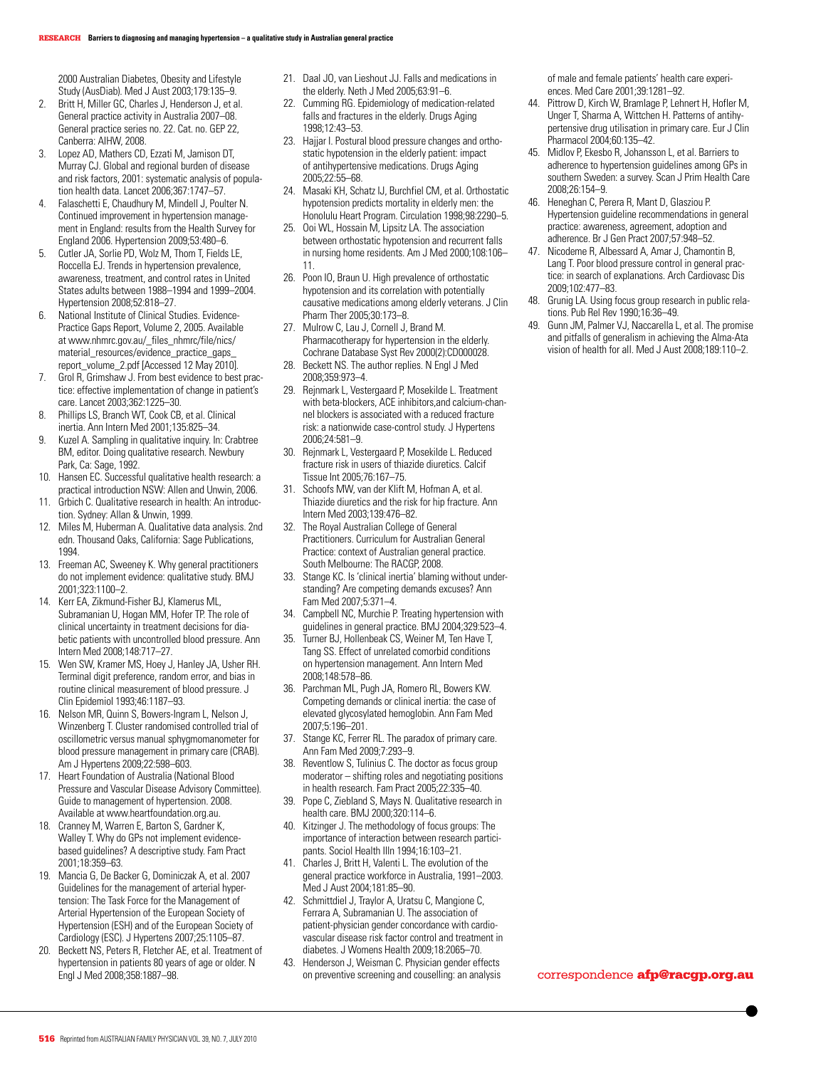2000 Australian Diabetes, Obesity and Lifestyle Study (AusDiab). Med J Aust 2003;179:135–9.
2. Britt H, Miller GC, Charles J, Henderson J, et al. General practice activity in Australia 2007–08. General practice series no. 22. Cat. no. GEP 22, Canberra: AIHW, 2008.
3. Lopez AD, Mathers CD, Ezzati M, Jamison DT, Murray CJ. Global and regional burden of disease and risk factors, 2001: systematic analysis of population health data. Lancet 2006;367:1747–57.
4. Falaschetti E, Chaudhury M, Mindell J, Poulter N. Continued improvement in hypertension management in England: results from the Health Survey for England 2006. Hypertension 2009;53:480–6.
5. Cutler JA, Sorlie PD, Wolz M, Thom T, Fields LE, Roccella EJ. Trends in hypertension prevalence, awareness, treatment, and control rates in United States adults between 1988–1994 and 1999–2004. Hypertension 2008;52:818–27.
6. National Institute of Clinical Studies. Evidence-Practice Gaps Report, Volume 2, 2005. Available at www.nhmrc.gov.au/_files_nhmrc/file/nics/material_resources/evidence_practice_gaps_report_volume_2.pdf [Accessed 12 May 2010].
7. Grol R, Grimshaw J. From best evidence to best practice: effective implementation of change in patient's care. Lancet 2003;362:1225–30.
8. Phillips LS, Branch WT, Cook CB, et al. Clinical inertia. Ann Intern Med 2001;135:825–34.
9. Kuzel A. Sampling in qualitative inquiry. In: Crabtree BM, editor. Doing qualitative research. Newbury Park, Ca: Sage, 1992.
10. Hansen EC. Successful qualitative health research: a practical introduction NSW: Allen and Unwin, 2006.
11. Grbich C. Qualitative research in health: An introduction. Sydney: Allan & Unwin, 1999.
12. Miles M, Huberman A. Qualitative data analysis. 2nd edn. Thousand Oaks, California: Sage Publications, 1994.
13. Freeman AC, Sweeney K. Why general practitioners do not implement evidence: qualitative study. BMJ 2001;323:1100–2.
14. Kerr EA, Zikmund-Fisher BJ, Klamerus ML, Subramanian U, Hogan MM, Hofer TP. The role of clinical uncertainty in treatment decisions for diabetic patients with uncontrolled blood pressure. Ann Intern Med 2008;148:717–27.
15. Wen SW, Kramer MS, Hoey J, Hanley JA, Usher RH. Terminal digit preference, random error, and bias in routine clinical measurement of blood pressure. J Clin Epidemiol 1993;46:1187–93.
16. Nelson MR, Quinn S, Bowers-Ingram L, Nelson J, Winzenberg T. Cluster randomised controlled trial of oscillometric versus manual sphygmomanometer for blood pressure management in primary care (CRAB). Am J Hypertens 2009;22:598–603.
17. Heart Foundation of Australia (National Blood Pressure and Vascular Disease Advisory Committee). Guide to management of hypertension. 2008. Available at www.heartfoundation.org.au.
18. Cranney M, Warren E, Barton S, Gardner K, Walley T. Why do GPs not implement evidence-based guidelines? A descriptive study. Fam Pract 2001;18:359–63.
19. Mancia G, De Backer G, Dominiczak A, et al. 2007 Guidelines for the management of arterial hypertension: The Task Force for the Management of Arterial Hypertension of the European Society of Hypertension (ESH) and of the European Society of Cardiology (ESC). J Hypertens 2007;25:1105–87.
20. Beckett NS, Peters R, Fletcher AE, et al. Treatment of hypertension in patients 80 years of age or older. N Engl J Med 2008;358:1887–98.
21. Daal JO, van Lieshout JJ. Falls and medications in the elderly. Neth J Med 2005;63:91–6.
22. Cumming RG. Epidemiology of medication-related falls and fractures in the elderly. Drugs Aging 1998;12:43–53.
23. Hajjar I. Postural blood pressure changes and orthostatic hypotension in the elderly patient: impact of antihypertensive medications. Drugs Aging 2005;22:55–68.
24. Masaki KH, Schatz IJ, Burchfiel CM, et al. Orthostatic hypotension predicts mortality in elderly men: the Honolulu Heart Program. Circulation 1998;98:2290–5.
25. Ooi WL, Hossain M, Lipsitz LA. The association between orthostatic hypotension and recurrent falls in nursing home residents. Am J Med 2000;108:106–11.
26. Poon IO, Braun U. High prevalence of orthostatic hypotension and its correlation with potentially causative medications among elderly veterans. J Clin Pharm Ther 2005;30:173–8.
27. Mulrow C, Lau J, Cornell J, Brand M. Pharmacotherapy for hypertension in the elderly. Cochrane Database Syst Rev 2000(2):CD000028.
28. Beckett NS. The author replies. N Engl J Med 2008;359:973–4.
29. Rejnmark L, Vestergaard P, Mosekilde L. Treatment with beta-blockers, ACE inhibitors,and calcium-channel blockers is associated with a reduced fracture risk: a nationwide case-control study. J Hypertens 2006;24:581–9.
30. Rejnmark L, Vestergaard P, Mosekilde L. Reduced fracture risk in users of thiazide diuretics. Calcif Tissue Int 2005;76:167–75.
31. Schoofs MW, van der Klift M, Hofman A, et al. Thiazide diuretics and the risk for hip fracture. Ann Intern Med 2003;139:476–82.
32. The Royal Australian College of General Practitioners. Curriculum for Australian General Practice: context of Australian general practice. South Melbourne: The RACGP, 2008.
33. Stange KC. Is 'clinical inertia' blaming without understanding? Are competing demands excuses? Ann Fam Med 2007;5:371–4.
34. Campbell NC, Murchie P. Treating hypertension with guidelines in general practice. BMJ 2004;329:523–4.
35. Turner BJ, Hollenbeak CS, Weiner M, Ten Have T, Tang SS. Effect of unrelated comorbid conditions on hypertension management. Ann Intern Med 2008;148:578–86.
36. Parchman ML, Pugh JA, Romero RL, Bowers KW. Competing demands or clinical inertia: the case of elevated glycosylated hemoglobin. Ann Fam Med 2007;5:196–201.
37. Stange KC, Ferrer RL. The paradox of primary care. Ann Fam Med 2009;7:293–9.
38. Reventlow S, Tulinius C. The doctor as focus group moderator – shifting roles and negotiating positions in health research. Fam Pract 2005;22:335–40.
39. Pope C, Ziebland S, Mays N. Qualitative research in health care. BMJ 2000;320:114–6.
40. Kitzinger J. The methodology of focus groups: The importance of interaction between research participants. Sociol Health Illn 1994;16:103–21.
41. Charles J, Britt H, Valenti L. The evolution of the general practice workforce in Australia, 1991–2003. Med J Aust 2004;181:85–90.
42. Schmittdiel J, Traylor A, Uratsu C, Mangione C, Ferrara A, Subramanian U. The association of patient-physician gender concordance with cardiovascular disease risk factor control and treatment in diabetes. J Womens Health 2009;18:2065–70.
43. Henderson J, Weisman C. Physician gender effects on preventive screening and couselling: an analysis of male and female patients' health care experiences. Med Care 2001;39:1281–92.
44. Pittrow D, Kirch W, Bramlage P, Lehnert H, Hofler M, Unger T, Sharma A, Wittchen H. Patterns of antihypertensive drug utilisation in primary care. Eur J Clin Pharmacol 2004;60:135–42.
45. Midlov P, Ekesbo R, Johansson L, et al. Barriers to adherence to hypertension guidelines among GPs in southern Sweden: a survey. Scan J Prim Health Care 2008;26:154–9.
46. Heneghan C, Perera R, Mant D, Glasziou P. Hypertension guideline recommendations in general practice: awareness, agreement, adoption and adherence. Br J Gen Pract 2007;57:948–52.
47. Nicodeme R, Albessard A, Amar J, Chamontin B, Lang T. Poor blood pressure control in general practice: in search of explanations. Arch Cardiovasc Dis 2009;102:477–83.
48. Grunig LA. Using focus group research in public relations. Pub Rel Rev 1990;16:36–49.
49. Gunn JM, Palmer VJ, Naccarella L, et al. The promise and pitfalls of generalism in achieving the Alma-Ata vision of health for all. Med J Aust 2008;189:110–2.

correspondence **afp@racgp.org.au**